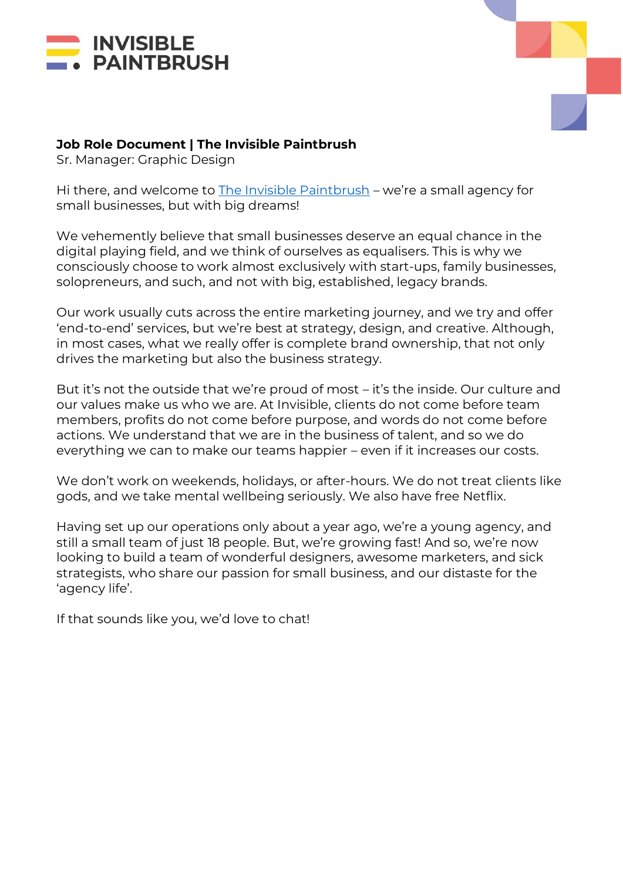INVISIBLE PAINTBRUSH

**Job Role Document | The Invisible Paintbrush**
Sr. Manager: Graphic Design

Hi there, and welcome to The Invisible Paintbrush – we're a small agency for small businesses, but with big dreams!

We vehemently believe that small businesses deserve an equal chance in the digital playing field, and we think of ourselves as equalisers. This is why we consciously choose to work almost exclusively with start-ups, family businesses, solopreneurs, and such, and not with big, established, legacy brands.

Our work usually cuts across the entire marketing journey, and we try and offer 'end-to-end' services, but we're best at strategy, design, and creative. Although, in most cases, what we really offer is complete brand ownership, that not only drives the marketing but also the business strategy.

But it's not the outside that we're proud of most – it's the inside. Our culture and our values make us who we are. At Invisible, clients do not come before team members, profits do not come before purpose, and words do not come before actions. We understand that we are in the business of talent, and so we do everything we can to make our teams happier – even if it increases our costs.

We don't work on weekends, holidays, or after-hours. We do not treat clients like gods, and we take mental wellbeing seriously. We also have free Netflix.

Having set up our operations only about a year ago, we're a young agency, and still a small team of just 18 people. But, we're growing fast! And so, we're now looking to build a team of wonderful designers, awesome marketers, and sick strategists, who share our passion for small business, and our distaste for the 'agency life'.

If that sounds like you, we'd love to chat!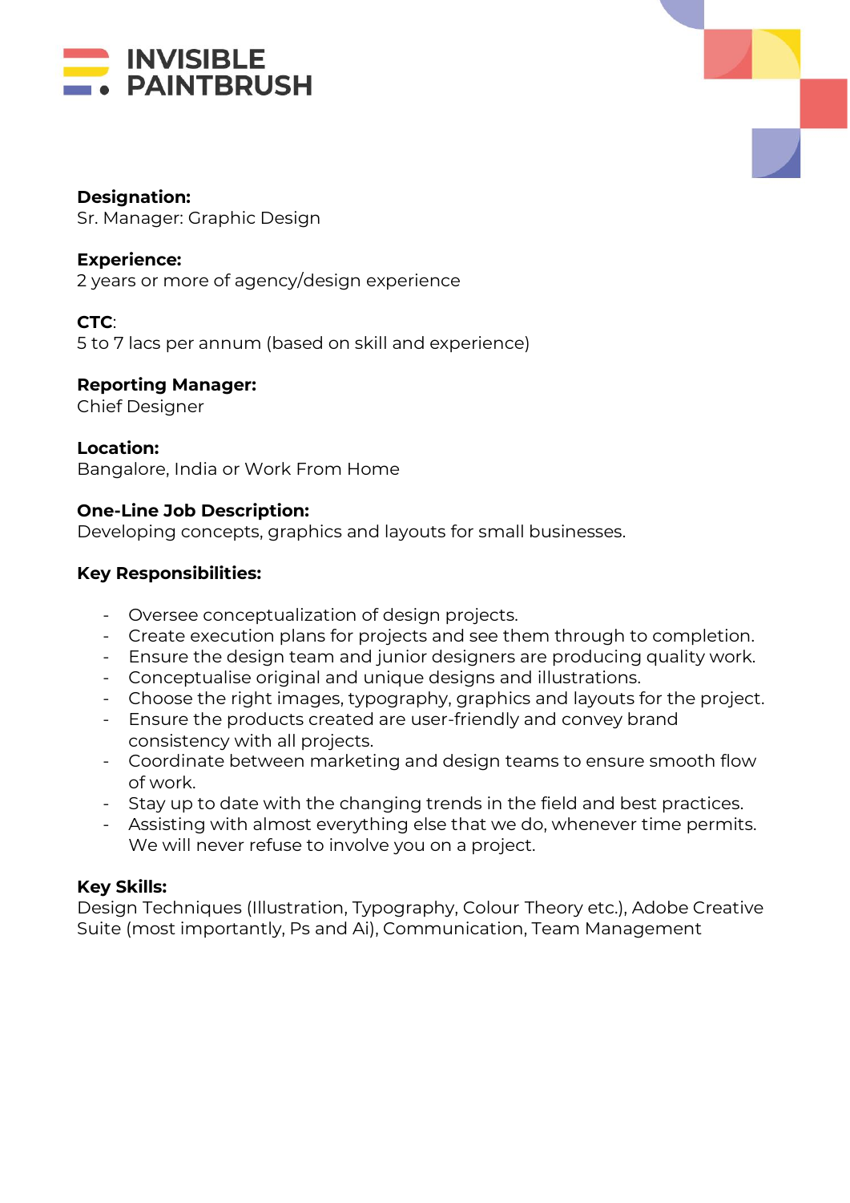**INVISIBLE PAINTBRUSH**

**Designation:**
Sr. Manager: Graphic Design

**Experience:**
2 years or more of agency/design experience

**CTC**:
5 to 7 lacs per annum (based on skill and experience)

**Reporting Manager:**
Chief Designer

**Location:**
Bangalore, India or Work From Home

**One-Line Job Description:**
Developing concepts, graphics and layouts for small businesses.

**Key Responsibilities:**

- Oversee conceptualization of design projects.
- Create execution plans for projects and see them through to completion.
- Ensure the design team and junior designers are producing quality work.
- Conceptualise original and unique designs and illustrations.
- Choose the right images, typography, graphics and layouts for the project.
- Ensure the products created are user-friendly and convey brand consistency with all projects.
- Coordinate between marketing and design teams to ensure smooth flow of work.
- Stay up to date with the changing trends in the field and best practices.
- Assisting with almost everything else that we do, whenever time permits. We will never refuse to involve you on a project.

**Key Skills:**
Design Techniques (Illustration, Typography, Colour Theory etc.), Adobe Creative Suite (most importantly, Ps and Ai), Communication, Team Management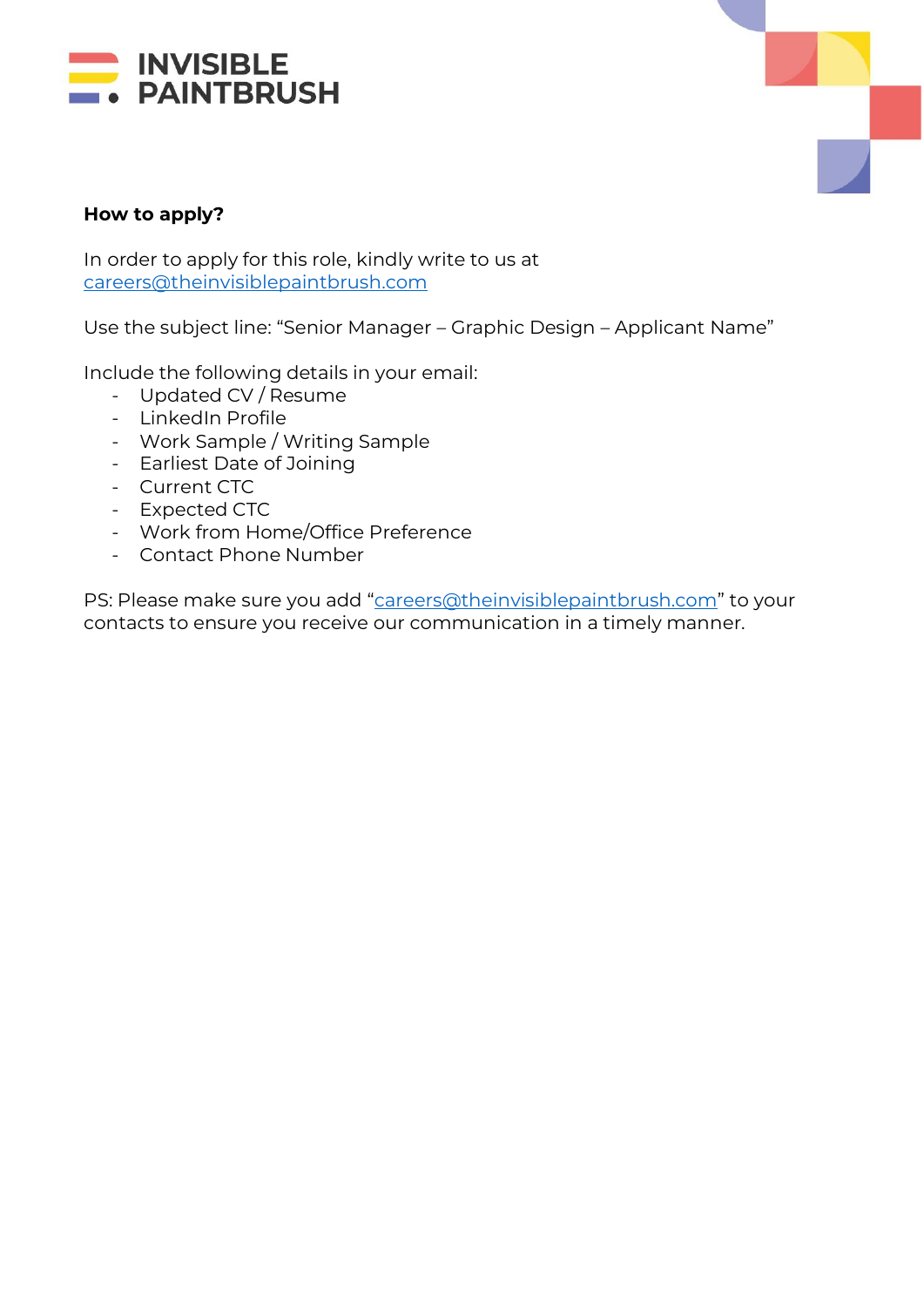**How to apply?**

In order to apply for this role, kindly write to us at careers@theinvisiblepaintbrush.com

Use the subject line: "Senior Manager – Graphic Design – Applicant Name"

Include the following details in your email:

- Updated CV / Resume
- LinkedIn Profile
- Work Sample / Writing Sample
- Earliest Date of Joining
- Current CTC
- Expected CTC
- Work from Home/Office Preference
- Contact Phone Number

PS: Please make sure you add "careers@theinvisiblepaintbrush.com" to your contacts to ensure you receive our communication in a timely manner.